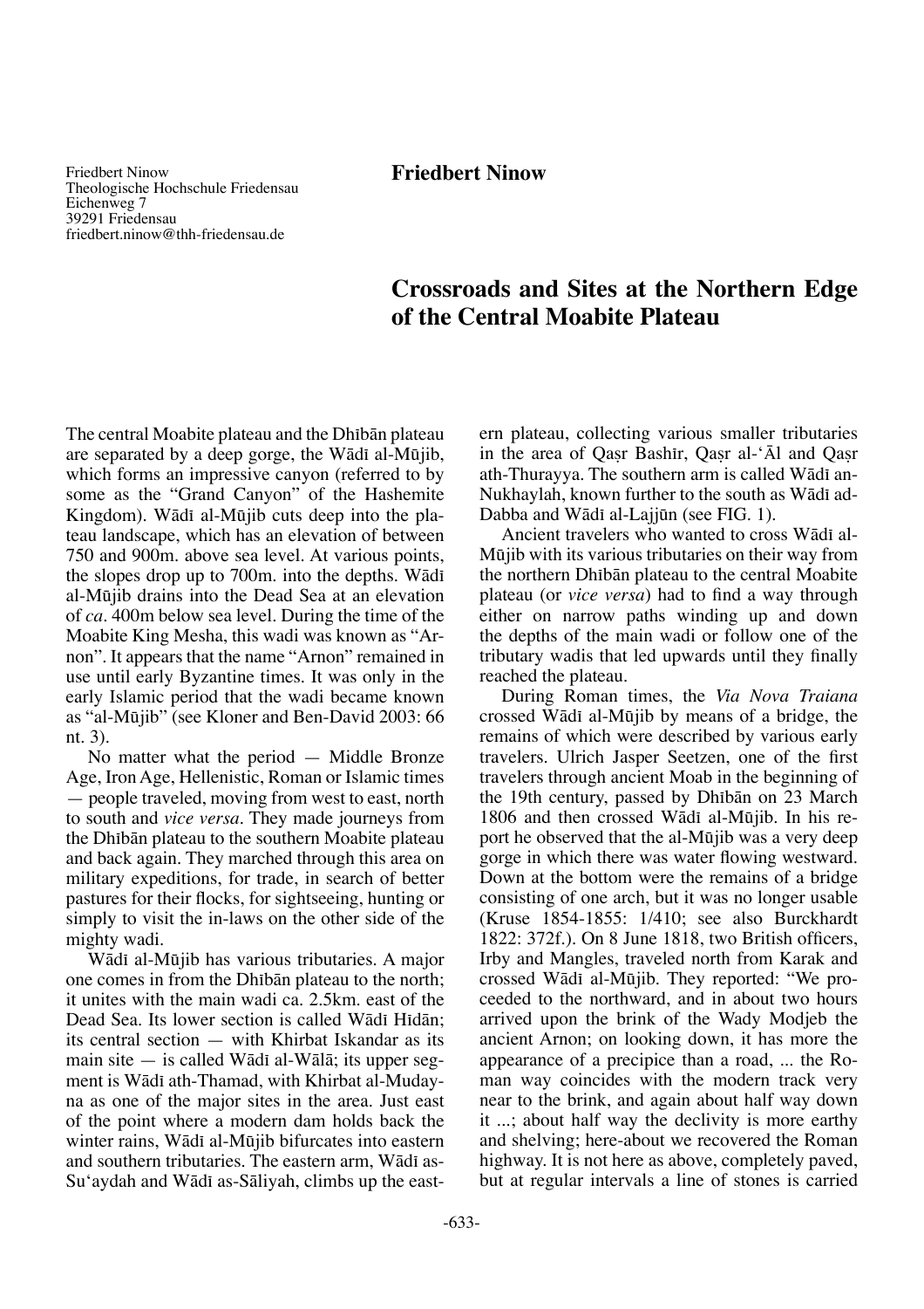Friedbert Ninow
Theologische Hochschule Friedensau
Eichenweg 7
39291 Friedensau
friedbert.ninow@thh-friedensau.de

**Friedbert Ninow**

# Crossroads and Sites at the Northern Edge of the Central Moabite Plateau

The central Moabite plateau and the Dhībān plateau are separated by a deep gorge, the Wādī al-Mūjib, which forms an impressive canyon (referred to by some as the "Grand Canyon" of the Hashemite Kingdom). Wādī al-Mūjib cuts deep into the plateau landscape, which has an elevation of between 750 and 900m. above sea level. At various points, the slopes drop up to 700m. into the depths. Wādī al-Mūjib drains into the Dead Sea at an elevation of *ca*. 400m below sea level. During the time of the Moabite King Mesha, this wadi was known as "Arnon". It appears that the name "Arnon" remained in use until early Byzantine times. It was only in the early Islamic period that the wadi became known as "al-Mūjib" (see Kloner and Ben-David 2003: 66 nt. 3).

No matter what the period — Middle Bronze Age, Iron Age, Hellenistic, Roman or Islamic times — people traveled, moving from west to east, north to south and *vice versa*. They made journeys from the Dhībān plateau to the southern Moabite plateau and back again. They marched through this area on military expeditions, for trade, in search of better pastures for their flocks, for sightseeing, hunting or simply to visit the in-laws on the other side of the mighty wadi.

Wādī al-Mūjib has various tributaries. A major one comes in from the Dhībān plateau to the north; it unites with the main wadi ca. 2.5km. east of the Dead Sea. Its lower section is called Wādī Hīdān; its central section — with Khirbat Iskandar as its main site — is called Wādī al-Wālā; its upper segment is Wādī ath-Thamad, with Khirbat al-Mudayna as one of the major sites in the area. Just east of the point where a modern dam holds back the winter rains, Wādī al-Mūjib bifurcates into eastern and southern tributaries. The eastern arm, Wādī as-Su'aydah and Wādī as-Sāliyah, climbs up the eastern plateau, collecting various smaller tributaries in the area of Qaṣr Bashīr, Qaṣr al-'Āl and Qaṣr ath-Thurayya. The southern arm is called Wādī an-Nukhaylah, known further to the south as Wādī ad-Dabba and Wādī al-Lajjūn (see FIG. 1).

Ancient travelers who wanted to cross Wādī al-Mūjib with its various tributaries on their way from the northern Dhībān plateau to the central Moabite plateau (or *vice versa*) had to find a way through either on narrow paths winding up and down the depths of the main wadi or follow one of the tributary wadis that led upwards until they finally reached the plateau.

During Roman times, the *Via Nova Traiana* crossed Wādī al-Mūjib by means of a bridge, the remains of which were described by various early travelers. Ulrich Jasper Seetzen, one of the first travelers through ancient Moab in the beginning of the 19th century, passed by Dhībān on 23 March 1806 and then crossed Wādī al-Mūjib. In his report he observed that the al-Mūjib was a very deep gorge in which there was water flowing westward. Down at the bottom were the remains of a bridge consisting of one arch, but it was no longer usable (Kruse 1854-1855: 1/410; see also Burckhardt 1822: 372f.). On 8 June 1818, two British officers, Irby and Mangles, traveled north from Karak and crossed Wādī al-Mūjib. They reported: "We proceeded to the northward, and in about two hours arrived upon the brink of the Wady Modjeb the ancient Arnon; on looking down, it has more the appearance of a precipice than a road, ... the Roman way coincides with the modern track very near to the brink, and again about half way down it ...; about half way the declivity is more earthy and shelving; here-about we recovered the Roman highway. It is not here as above, completely paved, but at regular intervals a line of stones is carried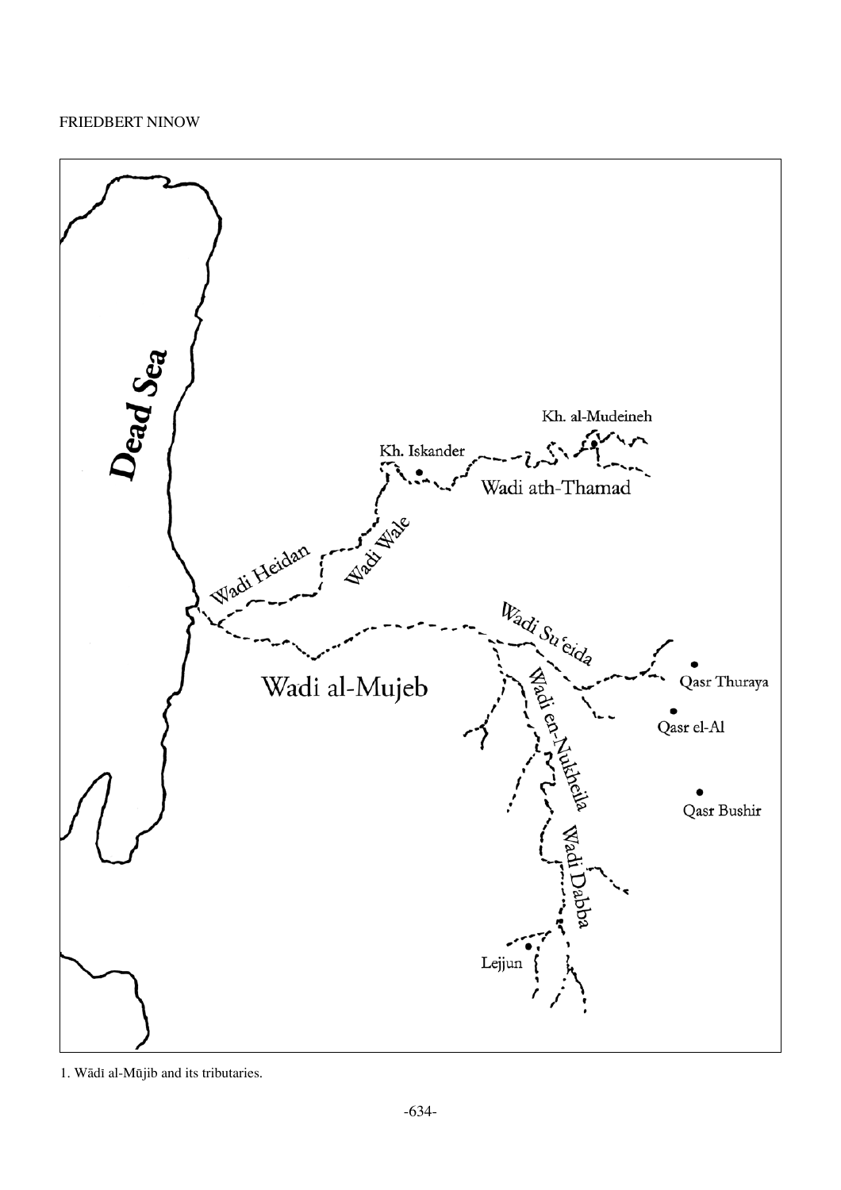1. Wādī al-Mūjib and its tributaries.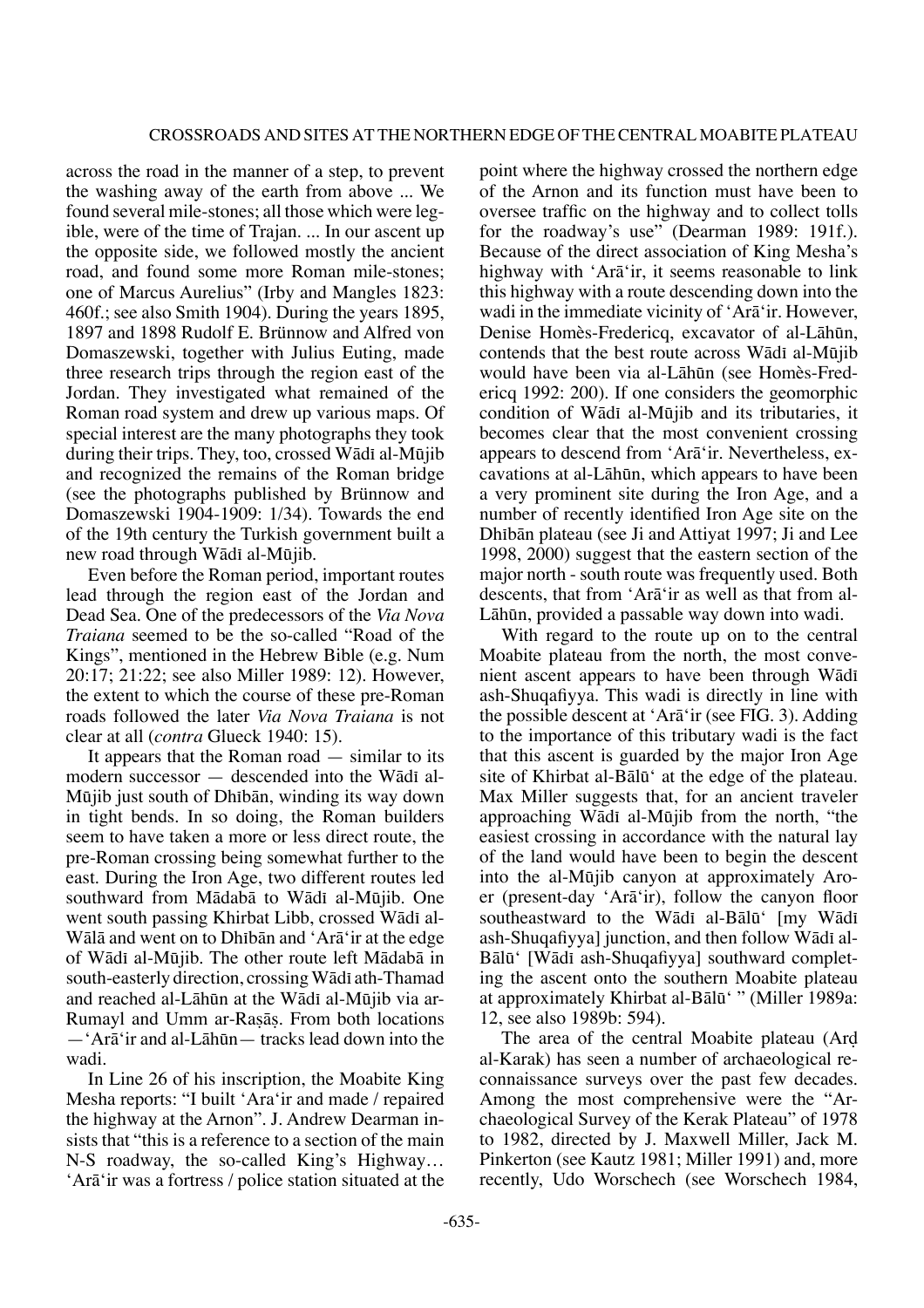across the road in the manner of a step, to prevent the washing away of the earth from above ... We found several mile-stones; all those which were legible, were of the time of Trajan. ... In our ascent up the opposite side, we followed mostly the ancient road, and found some more Roman mile-stones; one of Marcus Aurelius" (Irby and Mangles 1823: 460f.; see also Smith 1904). During the years 1895, 1897 and 1898 Rudolf E. Brünnow and Alfred von Domaszewski, together with Julius Euting, made three research trips through the region east of the Jordan. They investigated what remained of the Roman road system and drew up various maps. Of special interest are the many photographs they took during their trips. They, too, crossed Wādī al-Mūjib and recognized the remains of the Roman bridge (see the photographs published by Brünnow and Domaszewski 1904-1909: 1/34). Towards the end of the 19th century the Turkish government built a new road through Wādī al-Mūjib.

Even before the Roman period, important routes lead through the region east of the Jordan and Dead Sea. One of the predecessors of the *Via Nova Traiana* seemed to be the so-called "Road of the Kings", mentioned in the Hebrew Bible (e.g. Num 20:17; 21:22; see also Miller 1989: 12). However, the extent to which the course of these pre-Roman roads followed the later *Via Nova Traiana* is not clear at all (*contra* Glueck 1940: 15).

It appears that the Roman road — similar to its modern successor — descended into the Wādī al-Mūjib just south of Dhībān, winding its way down in tight bends. In so doing, the Roman builders seem to have taken a more or less direct route, the pre-Roman crossing being somewhat further to the east. During the Iron Age, two different routes led southward from Mādabā to Wādī al-Mūjib. One went south passing Khirbat Libb, crossed Wādī al-Wālā and went on to Dhībān and ʿArāʿir at the edge of Wādī al-Mūjib. The other route left Mādabā in south-easterly direction, crossing Wādī ath-Thamad and reached al-Lāhūn at the Wādī al-Mūjib via ar-Rumayl and Umm ar-Raṣāṣ. From both locations — ʿArāʿir and al-Lāhūn — tracks lead down into the wadi.

In Line 26 of his inscription, the Moabite King Mesha reports: "I built ʿAraʿir and made / repaired the highway at the Arnon". J. Andrew Dearman insists that "this is a reference to a section of the main N-S roadway, the so-called King's Highway… ʿArāʿir was a fortress / police station situated at the point where the highway crossed the northern edge of the Arnon and its function must have been to oversee traffic on the highway and to collect tolls for the roadway's use" (Dearman 1989: 191f.). Because of the direct association of King Mesha's highway with ʿArāʿir, it seems reasonable to link this highway with a route descending down into the wadi in the immediate vicinity of ʿArāʿir. However, Denise Homès-Fredericq, excavator of al-Lāhūn, contends that the best route across Wādī al-Mūjib would have been via al-Lāhūn (see Homès-Fredericq 1992: 200). If one considers the geomorphic condition of Wādī al-Mūjib and its tributaries, it becomes clear that the most convenient crossing appears to descend from ʿArāʿir. Nevertheless, excavations at al-Lāhūn, which appears to have been a very prominent site during the Iron Age, and a number of recently identified Iron Age site on the Dhībān plateau (see Ji and Attiyat 1997; Ji and Lee 1998, 2000) suggest that the eastern section of the major north - south route was frequently used. Both descents, that from ʿArāʿir as well as that from al-Lāhūn, provided a passable way down into wadi.

With regard to the route up on to the central Moabite plateau from the north, the most convenient ascent appears to have been through Wādī ash-Shuqafiyya. This wadi is directly in line with the possible descent at ʿArāʿir (see FIG. 3). Adding to the importance of this tributary wadi is the fact that this ascent is guarded by the major Iron Age site of Khirbat al-Bālūʿ at the edge of the plateau. Max Miller suggests that, for an ancient traveler approaching Wādī al-Mūjib from the north, "the easiest crossing in accordance with the natural lay of the land would have been to begin the descent into the al-Mūjib canyon at approximately Aroer (present-day ʿArāʿir), follow the canyon floor southeastward to the Wādī al-Bālūʿ [my Wādī ash-Shuqafiyya] junction, and then follow Wādī al-Bālūʿ [Wādī ash-Shuqafiyya] southward completing the ascent onto the southern Moabite plateau at approximately Khirbat al-Bālūʿ " (Miller 1989a: 12, see also 1989b: 594).

The area of the central Moabite plateau (Arḍ al-Karak) has seen a number of archaeological reconnaissance surveys over the past few decades. Among the most comprehensive were the "Archaeological Survey of the Kerak Plateau" of 1978 to 1982, directed by J. Maxwell Miller, Jack M. Pinkerton (see Kautz 1981; Miller 1991) and, more recently, Udo Worschech (see Worschech 1984,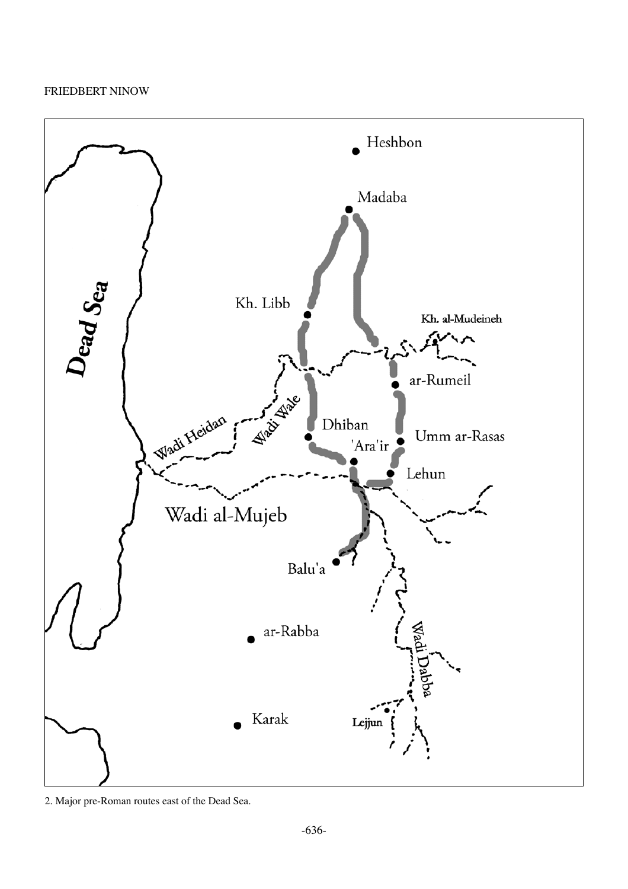2. Major pre-Roman routes east of the Dead Sea.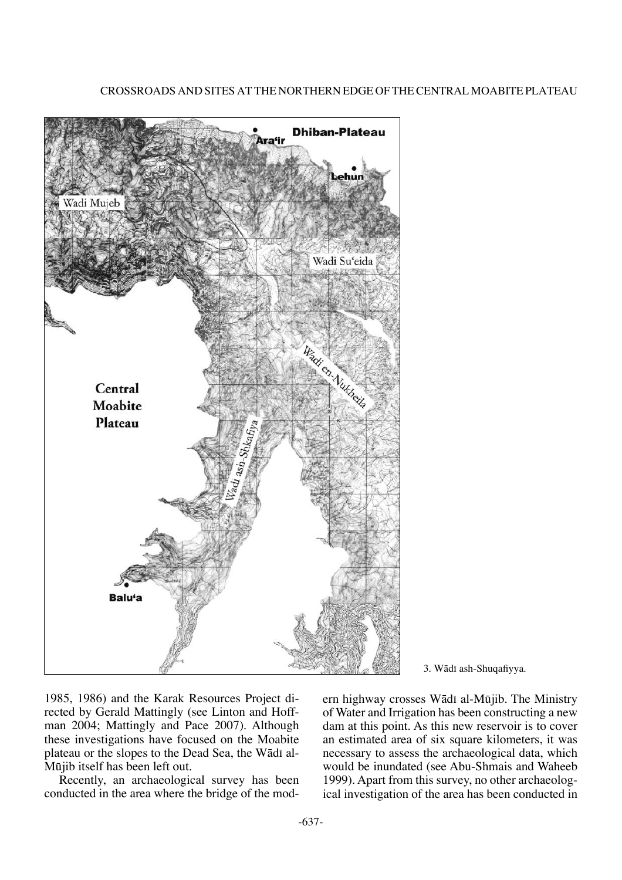3. Wādī ash-Shuqafiyya.

1985, 1986) and the Karak Resources Project directed by Gerald Mattingly (see Linton and Hoffman 2004; Mattingly and Pace 2007). Although these investigations have focused on the Moabite plateau or the slopes to the Dead Sea, the Wādī al-Mūjib itself has been left out.

Recently, an archaeological survey has been conducted in the area where the bridge of the modern highway crosses Wādī al-Mūjib. The Ministry of Water and Irrigation has been constructing a new dam at this point. As this new reservoir is to cover an estimated area of six square kilometers, it was necessary to assess the archaeological data, which would be inundated (see Abu-Shmais and Waheeb 1999). Apart from this survey, no other archaeological investigation of the area has been conducted in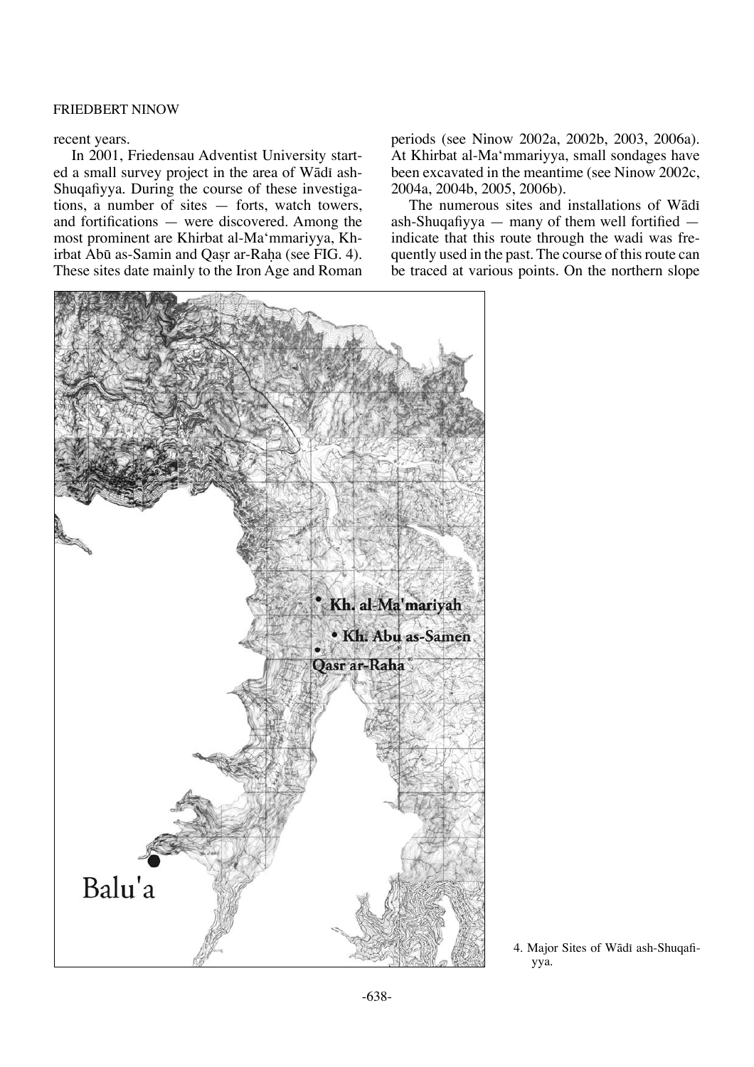recent years.

In 2001, Friedensau Adventist University started a small survey project in the area of Wādī ash-Shuqafiyya. During the course of these investigations, a number of sites — forts, watch towers, and fortifications — were discovered. Among the most prominent are Khirbat al-Ma'mmariyya, Khirbat Abū as-Samin and Qaṣr ar-Raḥa (see FIG. 4). These sites date mainly to the Iron Age and Roman periods (see Ninow 2002a, 2002b, 2003, 2006a). At Khirbat al-Ma'mmariyya, small sondages have been excavated in the meantime (see Ninow 2002c, 2004a, 2004b, 2005, 2006b).

The numerous sites and installations of Wādī ash-Shuqafiyya — many of them well fortified — indicate that this route through the wadi was frequently used in the past. The course of this route can be traced at various points. On the northern slope

4. Major Sites of Wādī ash-Shuqafiyya.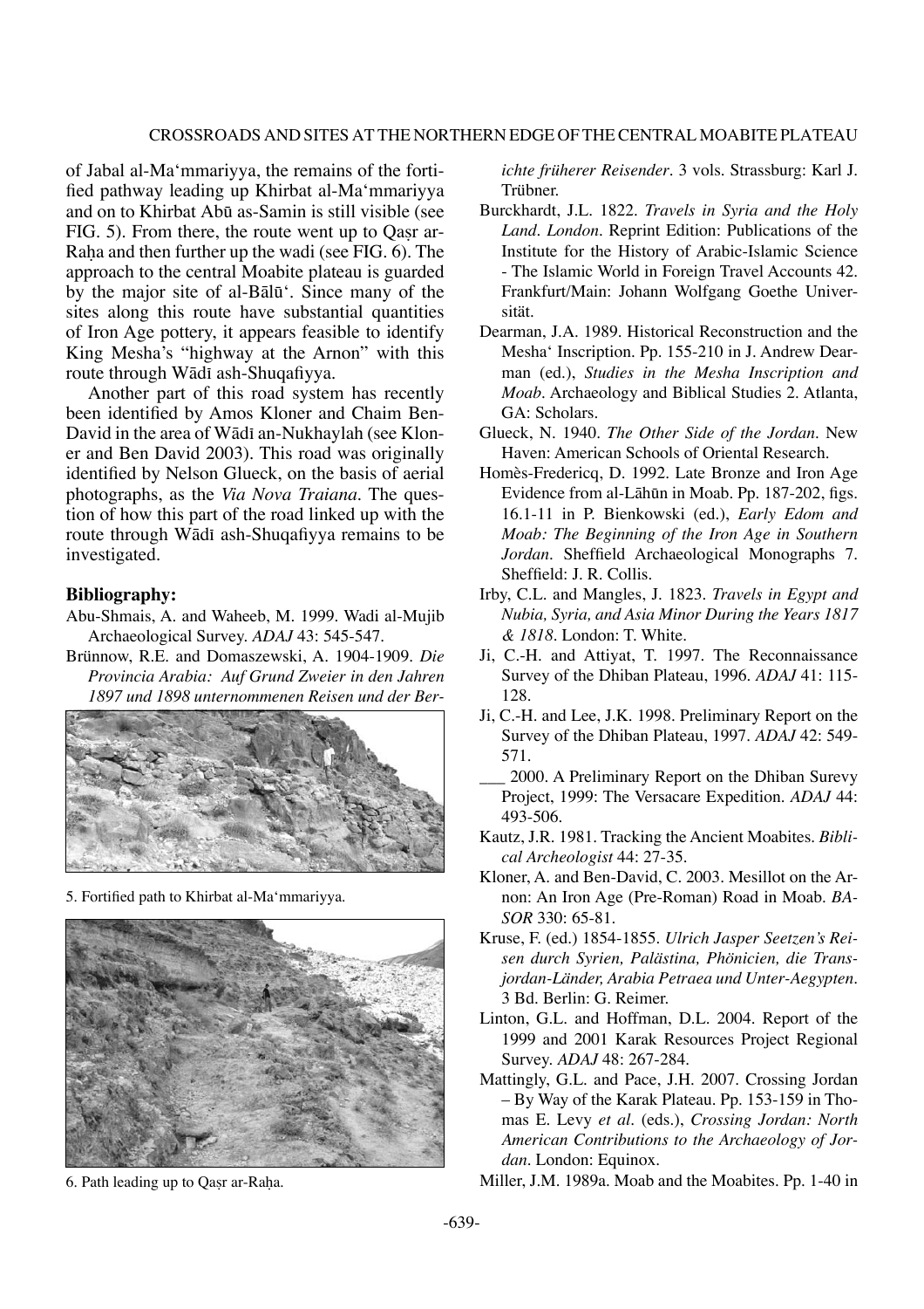of Jabal al-Ma'mmariyya, the remains of the fortified pathway leading up Khirbat al-Ma'mmariyya and on to Khirbat Abū as-Samin is still visible (see FIG. 5). From there, the route went up to Qaṣr ar-Raḥa and then further up the wadi (see FIG. 6). The approach to the central Moabite plateau is guarded by the major site of al-Bālū'. Since many of the sites along this route have substantial quantities of Iron Age pottery, it appears feasible to identify King Mesha's "highway at the Arnon" with this route through Wādī ash-Shuqafiyya.

Another part of this road system has recently been identified by Amos Kloner and Chaim Ben-David in the area of Wādī an-Nukhaylah (see Kloner and Ben David 2003). This road was originally identified by Nelson Glueck, on the basis of aerial photographs, as the *Via Nova Traiana*. The question of how this part of the road linked up with the route through Wādī ash-Shuqafiyya remains to be investigated.

5. Fortified path to Khirbat al-Ma'mmariyya.

6. Path leading up to Qaṣr ar-Raḥa.

### Bibliography:

Abu-Shmais, A. and Waheeb, M. 1999. Wadi al-Mujib Archaeological Survey. *ADAJ* 43: 545-547.

Brünnow, R.E. and Domaszewski, A. 1904-1909. *Die Provincia Arabia: Auf Grund Zweier in den Jahren 1897 und 1898 unternommenen Reisen und der Berichte früherer Reisender*. 3 vols. Strassburg: Karl J. Trübner.

Burckhardt, J.L. 1822. *Travels in Syria and the Holy Land*. *London*. Reprint Edition: Publications of the Institute for the History of Arabic-Islamic Science - The Islamic World in Foreign Travel Accounts 42. Frankfurt/Main: Johann Wolfgang Goethe Universität.

Dearman, J.A. 1989. Historical Reconstruction and the Mesha' Inscription. Pp. 155-210 in J. Andrew Dearman (ed.), *Studies in the Mesha Inscription and Moab*. Archaeology and Biblical Studies 2. Atlanta, GA: Scholars.

Glueck, N. 1940. *The Other Side of the Jordan*. New Haven: American Schools of Oriental Research.

Homès-Fredericq, D. 1992. Late Bronze and Iron Age Evidence from al-Lāhūn in Moab. Pp. 187-202, figs. 16.1-11 in P. Bienkowski (ed.), *Early Edom and Moab: The Beginning of the Iron Age in Southern Jordan*. Sheffield Archaeological Monographs 7. Sheffield: J. R. Collis.

Irby, C.L. and Mangles, J. 1823. *Travels in Egypt and Nubia, Syria, and Asia Minor During the Years 1817 & 1818*. London: T. White.

Ji, C.-H. and Attiyat, T. 1997. The Reconnaissance Survey of the Dhiban Plateau, 1996. *ADAJ* 41: 115-128.

Ji, C.-H. and Lee, J.K. 1998. Preliminary Report on the Survey of the Dhiban Plateau, 1997. *ADAJ* 42: 549-571.

___ 2000. A Preliminary Report on the Dhiban Surevy Project, 1999: The Versacare Expedition. *ADAJ* 44: 493-506.

Kautz, J.R. 1981. Tracking the Ancient Moabites. *Biblical Archeologist* 44: 27-35.

Kloner, A. and Ben-David, C. 2003. Mesillot on the Arnon: An Iron Age (Pre-Roman) Road in Moab. *BASOR* 330: 65-81.

Kruse, F. (ed.) 1854-1855. *Ulrich Jasper Seetzen's Reisen durch Syrien, Palästina, Phönicien, die Transjordan-Länder, Arabia Petraea und Unter-Aegypten*. 3 Bd. Berlin: G. Reimer.

Linton, G.L. and Hoffman, D.L. 2004. Report of the 1999 and 2001 Karak Resources Project Regional Survey. *ADAJ* 48: 267-284.

Mattingly, G.L. and Pace, J.H. 2007. Crossing Jordan – By Way of the Karak Plateau. Pp. 153-159 in Thomas E. Levy *et al*. (eds.), *Crossing Jordan: North American Contributions to the Archaeology of Jordan*. London: Equinox.

Miller, J.M. 1989a. Moab and the Moabites. Pp. 1-40 in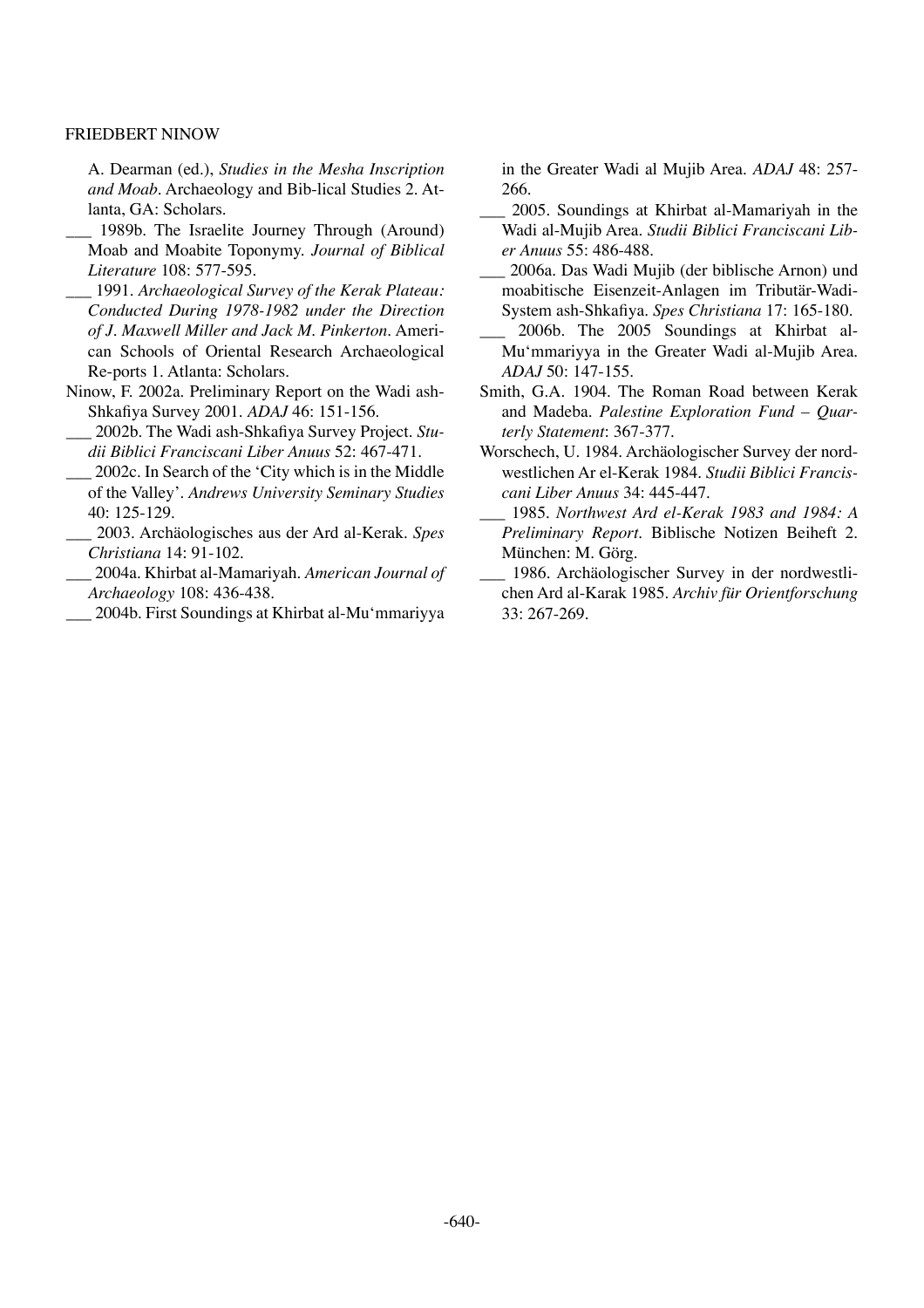A. Dearman (ed.), *Studies in the Mesha Inscription and Moab*. Archaeology and Bib-lical Studies 2. Atlanta, GA: Scholars.

___ 1989b. The Israelite Journey Through (Around) Moab and Moabite Toponymy. *Journal of Biblical Literature* 108: 577-595.

___ 1991. *Archaeological Survey of the Kerak Plateau: Conducted During 1978-1982 under the Direction of J. Maxwell Miller and Jack M. Pinkerton*. American Schools of Oriental Research Archaeological Re-ports 1. Atlanta: Scholars.

Ninow, F. 2002a. Preliminary Report on the Wadi ash-Shkafiya Survey 2001. *ADAJ* 46: 151-156.

___ 2002b. The Wadi ash-Shkafiya Survey Project. *Studii Biblici Franciscani Liber Anuus* 52: 467-471.

___ 2002c. In Search of the 'City which is in the Middle of the Valley'. *Andrews University Seminary Studies* 40: 125-129.

___ 2003. Archäologisches aus der Ard al-Kerak. *Spes Christiana* 14: 91-102.

___ 2004a. Khirbat al-Mamariyah. *American Journal of Archaeology* 108: 436-438.

___ 2004b. First Soundings at Khirbat al-Mu'mmariyya in the Greater Wadi al Mujib Area. *ADAJ* 48: 257-266.

___ 2005. Soundings at Khirbat al-Mamariyah in the Wadi al-Mujib Area. *Studii Biblici Franciscani Liber Anuus* 55: 486-488.

___ 2006a. Das Wadi Mujib (der biblische Arnon) und moabitische Eisenzeit-Anlagen im Tributär-Wadi-System ash-Shkafiya. *Spes Christiana* 17: 165-180.

___ 2006b. The 2005 Soundings at Khirbat al-Mu'mmariyya in the Greater Wadi al-Mujib Area. *ADAJ* 50: 147-155.

Smith, G.A. 1904. The Roman Road between Kerak and Madeba. *Palestine Exploration Fund – Quarterly Statement*: 367-377.

Worschech, U. 1984. Archäologischer Survey der nordwestlichen Ar el-Kerak 1984. *Studii Biblici Franciscani Liber Anuus* 34: 445-447.

___ 1985. *Northwest Ard el-Kerak 1983 and 1984: A Preliminary Report*. Biblische Notizen Beiheft 2. München: M. Görg.

___ 1986. Archäologischer Survey in der nordwestlichen Ard al-Karak 1985. *Archiv für Orientforschung* 33: 267-269.